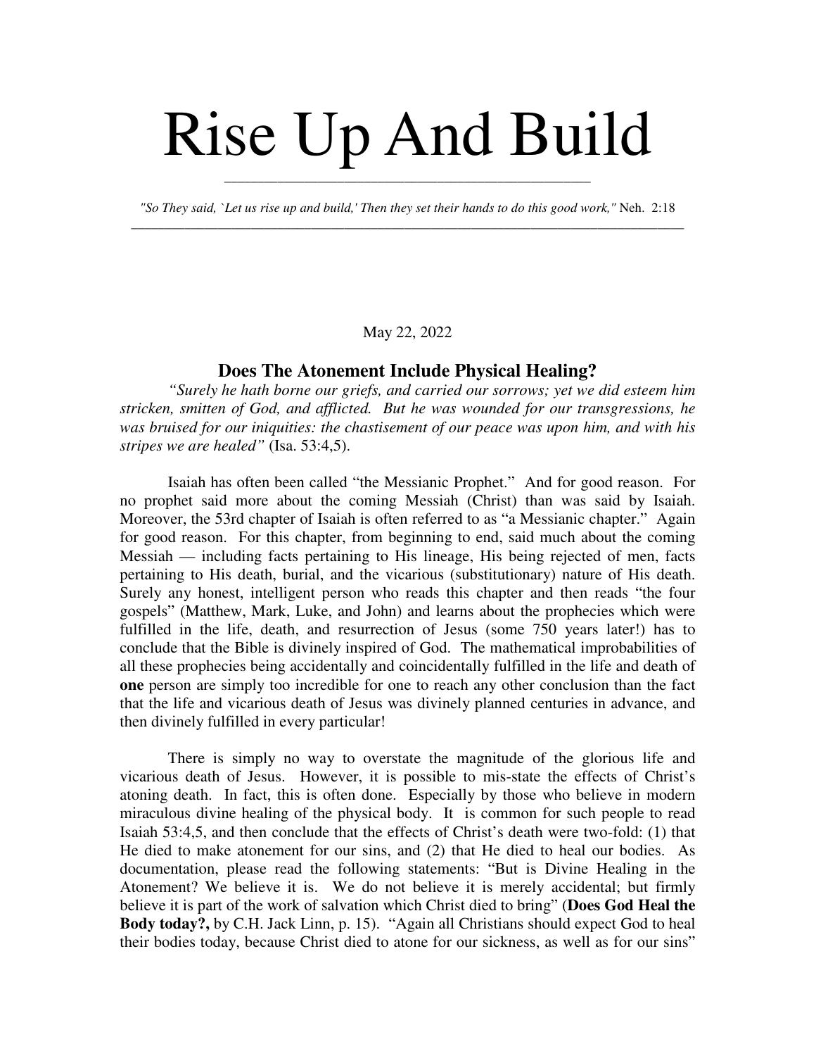# Rise Up And Build

*"So They said, `Let us rise up and build,' Then they set their hands to do this good work,"* Neh. 2:18

May 22, 2022

## Does The Atonement Include Physical Healing?

*"Surely he hath borne our griefs, and carried our sorrows; yet we did esteem him stricken, smitten of God, and afflicted. But he was wounded for our transgressions, he was bruised for our iniquities: the chastisement of our peace was upon him, and with his stripes we are healed"* (Isa. 53:4,5).

Isaiah has often been called "the Messianic Prophet." And for good reason. For no prophet said more about the coming Messiah (Christ) than was said by Isaiah. Moreover, the 53rd chapter of Isaiah is often referred to as "a Messianic chapter." Again for good reason. For this chapter, from beginning to end, said much about the coming Messiah — including facts pertaining to His lineage, His being rejected of men, facts pertaining to His death, burial, and the vicarious (substitutionary) nature of His death. Surely any honest, intelligent person who reads this chapter and then reads "the four gospels" (Matthew, Mark, Luke, and John) and learns about the prophecies which were fulfilled in the life, death, and resurrection of Jesus (some 750 years later!) has to conclude that the Bible is divinely inspired of God. The mathematical improbabilities of all these prophecies being accidentally and coincidentally fulfilled in the life and death of **one** person are simply too incredible for one to reach any other conclusion than the fact that the life and vicarious death of Jesus was divinely planned centuries in advance, and then divinely fulfilled in every particular!

There is simply no way to overstate the magnitude of the glorious life and vicarious death of Jesus. However, it is possible to mis-state the effects of Christ's atoning death. In fact, this is often done. Especially by those who believe in modern miraculous divine healing of the physical body. It is common for such people to read Isaiah 53:4,5, and then conclude that the effects of Christ's death were two-fold: (1) that He died to make atonement for our sins, and (2) that He died to heal our bodies. As documentation, please read the following statements: "But is Divine Healing in the Atonement? We believe it is. We do not believe it is merely accidental; but firmly believe it is part of the work of salvation which Christ died to bring" (**Does God Heal the Body today?,** by C.H. Jack Linn, p. 15). "Again all Christians should expect God to heal their bodies today, because Christ died to atone for our sickness, as well as for our sins"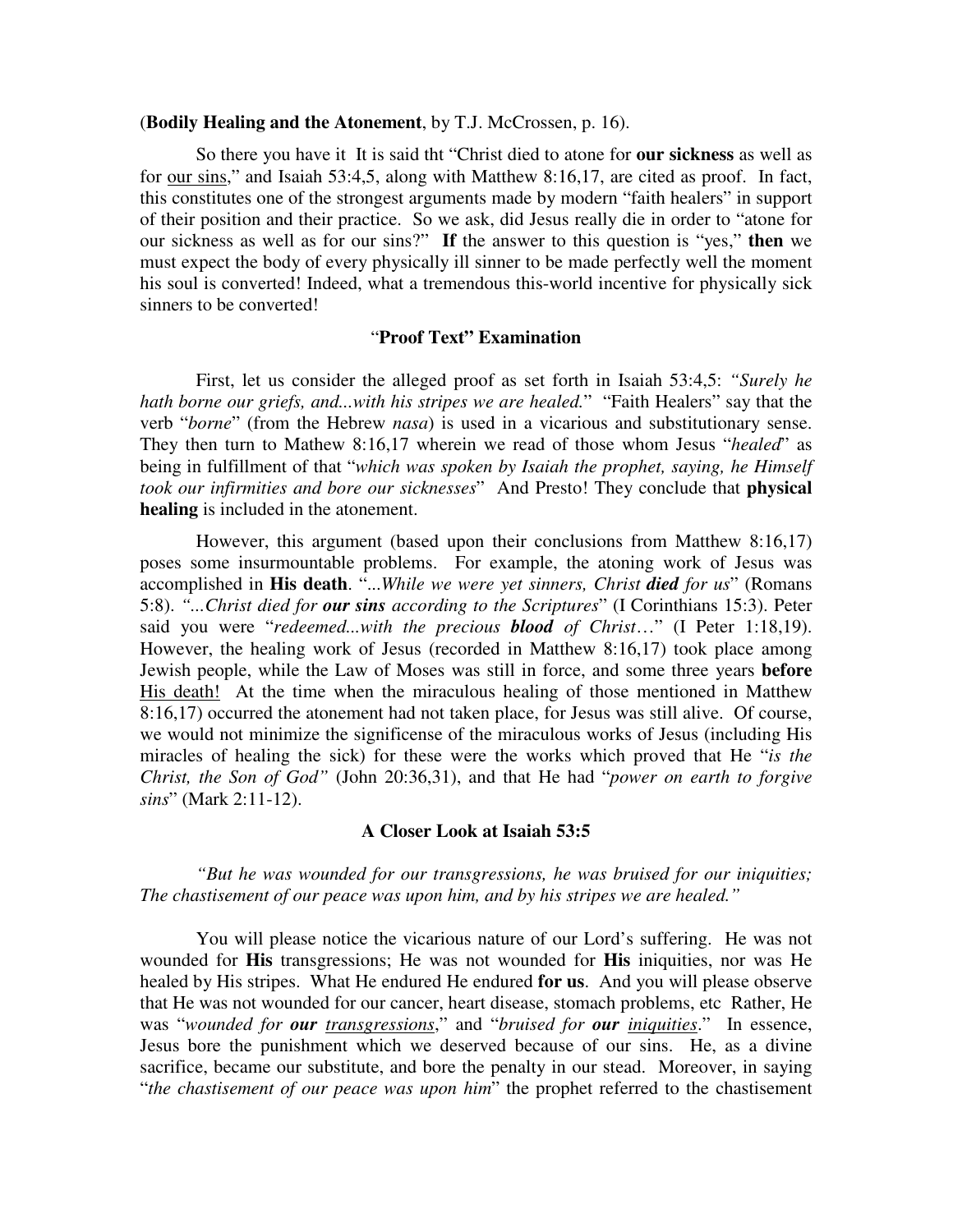(**Bodily Healing and the Atonement**, by T.J. McCrossen, p. 16).

So there you have it It is said tht "Christ died to atone for **our sickness** as well as for <u>our sins</u>," and Isaiah 53:4,5, along with Matthew 8:16,17, are cited as proof. In fact, this constitutes one of the strongest arguments made by modern "faith healers" in support of their position and their practice. So we ask, did Jesus really die in order to "atone for our sickness as well as for our sins?" **If** the answer to this question is "yes," **then** we must expect the body of every physically ill sinner to be made perfectly well the moment his soul is converted! Indeed, what a tremendous this-world incentive for physically sick sinners to be converted!

### "**Proof Text" Examination**

First, let us consider the alleged proof as set forth in Isaiah 53:4,5: *"Surely he hath borne our griefs, and...with his stripes we are healed."* "Faith Healers" say that the verb "*borne*" (from the Hebrew *nasa*) is used in a vicarious and substitutionary sense. They then turn to Mathew 8:16,17 wherein we read of those whom Jesus "*healed*" as being in fulfillment of that "*which was spoken by Isaiah the prophet, saying, he Himself took our infirmities and bore our sicknesses*" And Presto! They conclude that **physical healing** is included in the atonement.

However, this argument (based upon their conclusions from Matthew 8:16,17) poses some insurmountable problems. For example, the atoning work of Jesus was accomplished in **His death**. "*...While we were yet sinners, Christ **died** for us*" (Romans 5:8). *"...Christ died for **our sins** according to the Scriptures*" (I Corinthians 15:3). Peter said you were "*redeemed...with the precious **blood** of Christ…*" (I Peter 1:18,19). However, the healing work of Jesus (recorded in Matthew 8:16,17) took place among Jewish people, while the Law of Moses was still in force, and some three years **before** <u>His death!</u> At the time when the miraculous healing of those mentioned in Matthew 8:16,17) occurred the atonement had not taken place, for Jesus was still alive. Of course, we would not minimize the significense of the miraculous works of Jesus (including His miracles of healing the sick) for these were the works which proved that He "*is the Christ, the Son of God"* (John 20:36,31), and that He had "*power on earth to forgive sins*" (Mark 2:11-12).

### A Closer Look at Isaiah 53:5

*"But he was wounded for our transgressions, he was bruised for our iniquities; The chastisement of our peace was upon him, and by his stripes we are healed."*

You will please notice the vicarious nature of our Lord's suffering. He was not wounded for **His** transgressions; He was not wounded for **His** iniquities, nor was He healed by His stripes. What He endured He endured **for us**. And you will please observe that He was not wounded for our cancer, heart disease, stomach problems, etc Rather, He was "*wounded for **our** <u>transgressions</u>*," and "*bruised for **our** <u>iniquities</u>*." In essence, Jesus bore the punishment which we deserved because of our sins. He, as a divine sacrifice, became our substitute, and bore the penalty in our stead. Moreover, in saying "*the chastisement of our peace was upon him*" the prophet referred to the chastisement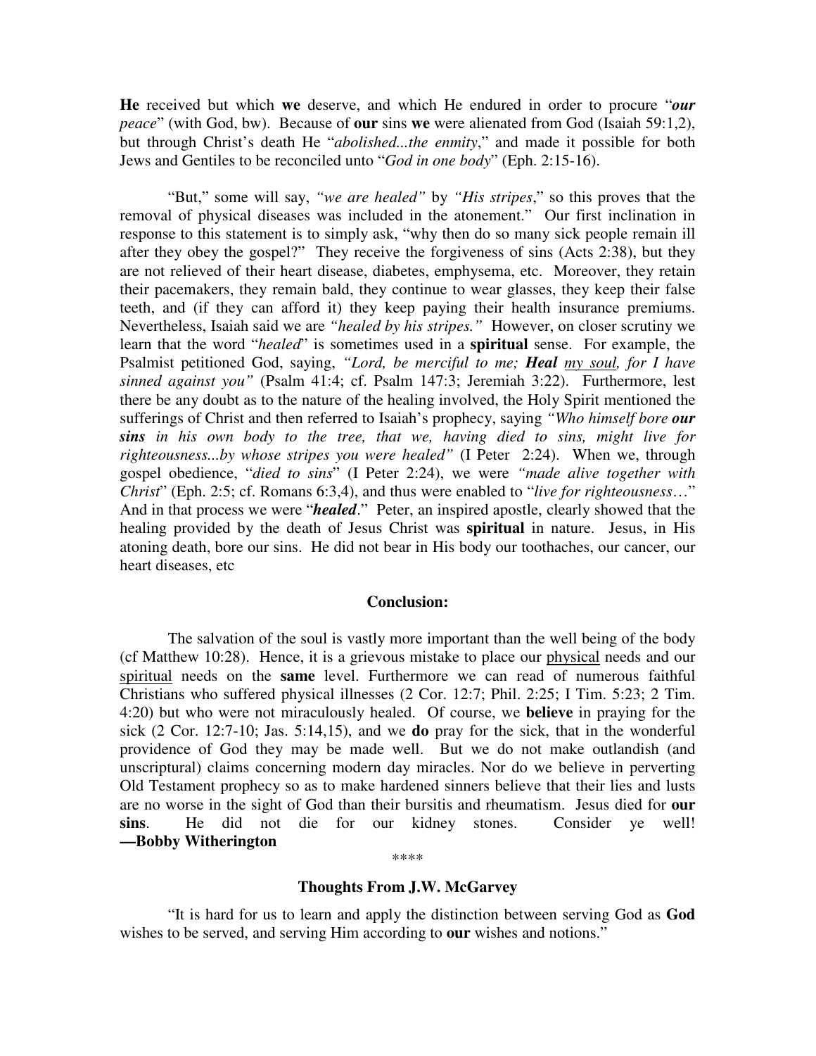**He** received but which **we** deserve, and which He endured in order to procure "***our*** *peace*" (with God, bw). Because of **our** sins **we** were alienated from God (Isaiah 59:1,2), but through Christ's death He "*abolished...the enmity*," and made it possible for both Jews and Gentiles to be reconciled unto "*God in one body*" (Eph. 2:15-16).

"But," some will say, *"we are healed"* by *"His stripes*," so this proves that the removal of physical diseases was included in the atonement." Our first inclination in response to this statement is to simply ask, "why then do so many sick people remain ill after they obey the gospel?" They receive the forgiveness of sins (Acts 2:38), but they are not relieved of their heart disease, diabetes, emphysema, etc. Moreover, they retain their pacemakers, they remain bald, they continue to wear glasses, they keep their false teeth, and (if they can afford it) they keep paying their health insurance premiums. Nevertheless, Isaiah said we are *"healed by his stripes."* However, on closer scrutiny we learn that the word "*healed*" is sometimes used in a **spiritual** sense. For example, the Psalmist petitioned God, saying, *"Lord, be merciful to me;* ***Heal*** <u>*my soul,*</u> *for I have sinned against you"* (Psalm 41:4; cf. Psalm 147:3; Jeremiah 3:22). Furthermore, lest there be any doubt as to the nature of the healing involved, the Holy Spirit mentioned the sufferings of Christ and then referred to Isaiah's prophecy, saying *"Who himself bore* ***our sins*** *in his own body to the tree, that we, having died to sins, might live for righteousness...by whose stripes you were healed"* (I Peter 2:24). When we, through gospel obedience, "*died to sins*" (I Peter 2:24), we were *"made alive together with Christ*" (Eph. 2:5; cf. Romans 6:3,4), and thus were enabled to "*live for righteousness*…" And in that process we were "***healed***." Peter, an inspired apostle, clearly showed that the healing provided by the death of Jesus Christ was **spiritual** in nature. Jesus, in His atoning death, bore our sins. He did not bear in His body our toothaches, our cancer, our heart diseases, etc

**Conclusion:**

The salvation of the soul is vastly more important than the well being of the body (cf Matthew 10:28). Hence, it is a grievous mistake to place our <u>physical</u> needs and our <u>spiritual</u> needs on the **same** level. Furthermore we can read of numerous faithful Christians who suffered physical illnesses (2 Cor. 12:7; Phil. 2:25; I Tim. 5:23; 2 Tim. 4:20) but who were not miraculously healed. Of course, we **believe** in praying for the sick (2 Cor. 12:7-10; Jas. 5:14,15), and we **do** pray for the sick, that in the wonderful providence of God they may be made well. But we do not make outlandish (and unscriptural) claims concerning modern day miracles. Nor do we believe in perverting Old Testament prophecy so as to make hardened sinners believe that their lies and lusts are no worse in the sight of God than their bursitis and rheumatism. Jesus died for **our sins**. He did not die for our kidney stones. Consider ye well! **—Bobby Witherington**

****

**Thoughts From J.W. McGarvey**

"It is hard for us to learn and apply the distinction between serving God as **God** wishes to be served, and serving Him according to **our** wishes and notions."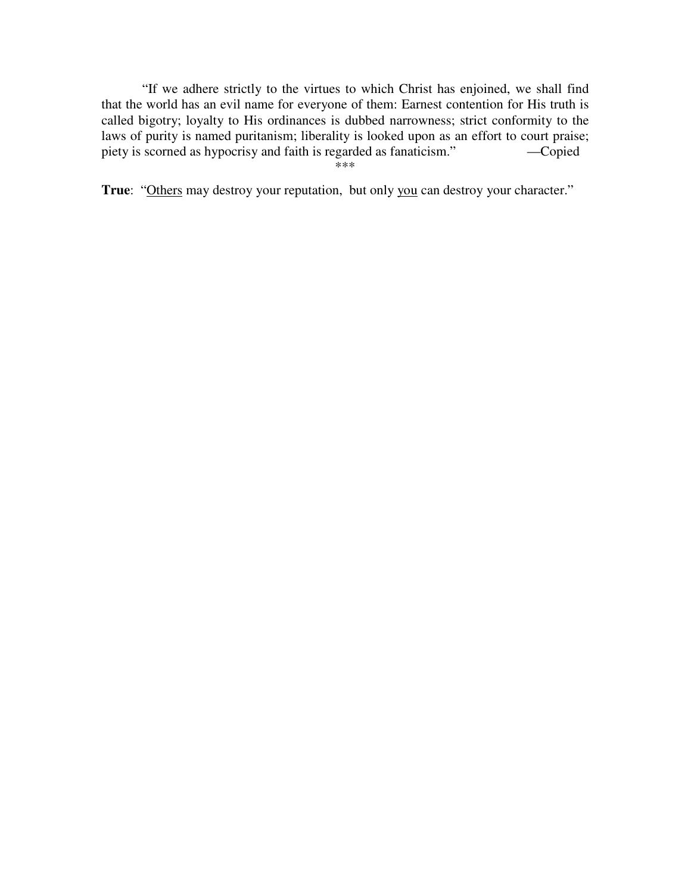"If we adhere strictly to the virtues to which Christ has enjoined, we shall find that the world has an evil name for everyone of them: Earnest contention for His truth is called bigotry; loyalty to His ordinances is dubbed narrowness; strict conformity to the laws of purity is named puritanism; liberality is looked upon as an effort to court praise; piety is scorned as hypocrisy and faith is regarded as fanaticism." —Copied

***

**True**: "<u>Others</u> may destroy your reputation, but only <u>you</u> can destroy your character."